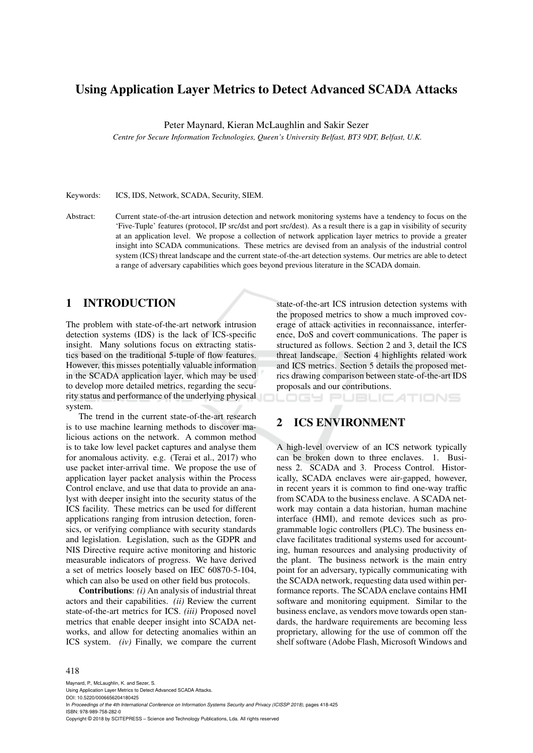# Using Application Layer Metrics to Detect Advanced SCADA Attacks

Peter Maynard, Kieran McLaughlin and Sakir Sezer

*Centre for Secure Information Technologies, Queen's University Belfast, BT3 9DT, Belfast, U.K.*

Keywords: ICS, IDS, Network, SCADA, Security, SIEM.

Abstract: Current state-of-the-art intrusion detection and network monitoring systems have a tendency to focus on the 'Five-Tuple' features (protocol, IP src/dst and port src/dest). As a result there is a gap in visibility of security at an application level. We propose a collection of network application layer metrics to provide a greater insight into SCADA communications. These metrics are devised from an analysis of the industrial control system (ICS) threat landscape and the current state-of-the-art detection systems. Our metrics are able to detect a range of adversary capabilities which goes beyond previous literature in the SCADA domain.

## 1 INTRODUCTION

The problem with state-of-the-art network intrusion detection systems (IDS) is the lack of ICS-specific insight. Many solutions focus on extracting statistics based on the traditional 5-tuple of flow features. However, this misses potentially valuable information in the SCADA application layer, which may be used to develop more detailed metrics, regarding the security status and performance of the underlying physical system.

The trend in the current state-of-the-art research is to use machine learning methods to discover malicious actions on the network. A common method is to take low level packet captures and analyse them for anomalous activity. e.g. (Terai et al., 2017) who use packet inter-arrival time. We propose the use of application layer packet analysis within the Process Control enclave, and use that data to provide an analyst with deeper insight into the security status of the ICS facility. These metrics can be used for different applications ranging from intrusion detection, forensics, or verifying compliance with security standards and legislation. Legislation, such as the GDPR and NIS Directive require active monitoring and historic measurable indicators of progress. We have derived a set of metrics loosely based on IEC 60870-5-104, which can also be used on other field bus protocols.

**Contributions**: *(i)* An analysis of industrial threat actors and their capabilities. *(ii)* Review the current state-of-the-art metrics for ICS. *(iii)* Proposed novel metrics that enable deeper insight into SCADA networks, and allow for detecting anomalies within an ICS system. *(iv)* Finally, we compare the current state-of-the-art ICS intrusion detection systems with the proposed metrics to show a much improved coverage of attack activities in reconnaissance, interference, DoS and covert communications. The paper is structured as follows. Section 2 and 3, detail the ICS threat landscape. Section 4 highlights related work and ICS metrics. Section 5 details the proposed metrics drawing comparison between state-of-the-art IDS proposals and our contributions.

## 2 ICS ENVIRONMENT

A high-level overview of an ICS network typically can be broken down to three enclaves. 1. Business 2. SCADA and 3. Process Control. Historically, SCADA enclaves were air-gapped, however, in recent years it is common to find one-way traffic from SCADA to the business enclave. A SCADA network may contain a data historian, human machine interface (HMI), and remote devices such as programmable logic controllers (PLC). The business enclave facilitates traditional systems used for accounting, human resources and analysing productivity of the plant. The business network is the main entry point for an adversary, typically communicating with the SCADA network, requesting data used within performance reports. The SCADA enclave contains HMI software and monitoring equipment. Similar to the business enclave, as vendors move towards open standards, the hardware requirements are becoming less proprietary, allowing for the use of common off the shelf software (Adobe Flash, Microsoft Windows and

Maynard, P., McLaughlin, K. and Sezer, S.
Using Application Layer Metrics to Detect Advanced SCADA Attacks.
DOI: 10.5220/0006656204180425
In *Proceedings of the 4th International Conference on Information Systems Security and Privacy (ICISSP 2018)*, pages 418-425
ISBN: 978-989-758-282-0
Copyright © 2018 by SCITEPRESS – Science and Technology Publications, Lda. All rights reserved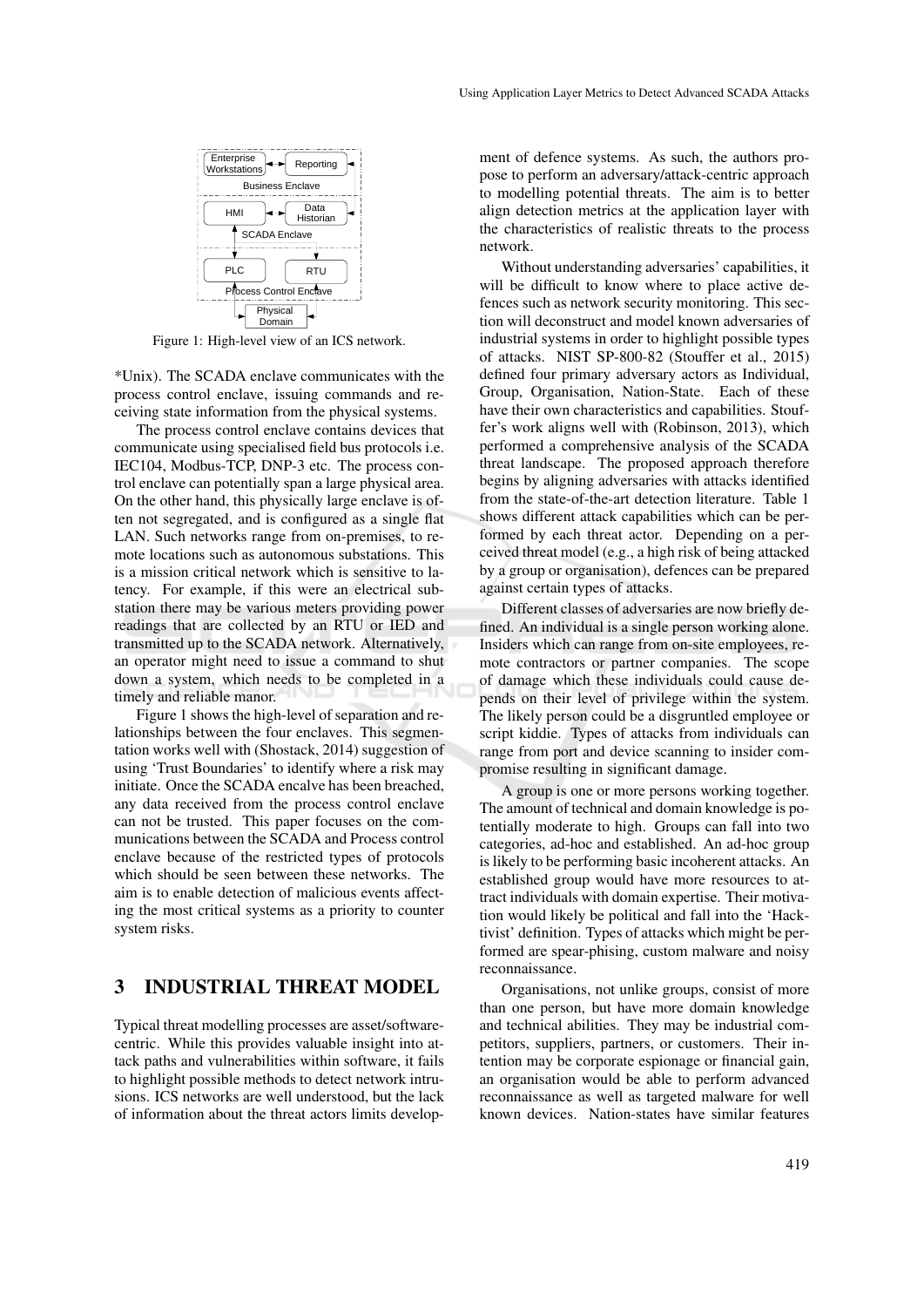Enterprise Workstations | Reporting
Business Enclave
HMI | Data Historian
SCADA Enclave
PLC | RTU
Process Control Enclave
Physical Domain

Figure 1: High-level view of an ICS network.

*Unix). The SCADA enclave communicates with the process control enclave, issuing commands and receiving state information from the physical systems.

The process control enclave contains devices that communicate using specialised field bus protocols i.e. IEC104, Modbus-TCP, DNP-3 etc. The process control enclave can potentially span a large physical area. On the other hand, this physically large enclave is often not segregated, and is configured as a single flat LAN. Such networks range from on-premises, to remote locations such as autonomous substations. This is a mission critical network which is sensitive to latency. For example, if this were an electrical substation there may be various meters providing power readings that are collected by an RTU or IED and transmitted up to the SCADA network. Alternatively, an operator might need to issue a command to shut down a system, which needs to be completed in a timely and reliable manor.

Figure 1 shows the high-level of separation and relationships between the four enclaves. This segmentation works well with (Shostack, 2014) suggestion of using 'Trust Boundaries' to identify where a risk may initiate. Once the SCADA encalve has been breached, any data received from the process control enclave can not be trusted. This paper focuses on the communications between the SCADA and Process control enclave because of the restricted types of protocols which should be seen between these networks. The aim is to enable detection of malicious events affecting the most critical systems as a priority to counter system risks.

## 3 INDUSTRIAL THREAT MODEL

Typical threat modelling processes are asset/software-centric. While this provides valuable insight into attack paths and vulnerabilities within software, it fails to highlight possible methods to detect network intrusions. ICS networks are well understood, but the lack of information about the threat actors limits development of defence systems. As such, the authors propose to perform an adversary/attack-centric approach to modelling potential threats. The aim is to better align detection metrics at the application layer with the characteristics of realistic threats to the process network.

Without understanding adversaries' capabilities, it will be difficult to know where to place active defences such as network security monitoring. This section will deconstruct and model known adversaries of industrial systems in order to highlight possible types of attacks. NIST SP-800-82 (Stouffer et al., 2015) defined four primary adversary actors as Individual, Group, Organisation, Nation-State. Each of these have their own characteristics and capabilities. Stouffer's work aligns well with (Robinson, 2013), which performed a comprehensive analysis of the SCADA threat landscape. The proposed approach therefore begins by aligning adversaries with attacks identified from the state-of-the-art detection literature. Table 1 shows different attack capabilities which can be performed by each threat actor. Depending on a perceived threat model (e.g., a high risk of being attacked by a group or organisation), defences can be prepared against certain types of attacks.

Different classes of adversaries are now briefly defined. An individual is a single person working alone. Insiders which can range from on-site employees, remote contractors or partner companies. The scope of damage which these individuals could cause depends on their level of privilege within the system. The likely person could be a disgruntled employee or script kiddie. Types of attacks from individuals can range from port and device scanning to insider compromise resulting in significant damage.

A group is one or more persons working together. The amount of technical and domain knowledge is potentially moderate to high. Groups can fall into two categories, ad-hoc and established. An ad-hoc group is likely to be performing basic incoherent attacks. An established group would have more resources to attract individuals with domain expertise. Their motivation would likely be political and fall into the 'Hacktivist' definition. Types of attacks which might be performed are spear-phising, custom malware and noisy reconnaissance.

Organisations, not unlike groups, consist of more than one person, but have more domain knowledge and technical abilities. They may be industrial competitors, suppliers, partners, or customers. Their intention may be corporate espionage or financial gain, an organisation would be able to perform advanced reconnaissance as well as targeted malware for well known devices. Nation-states have similar features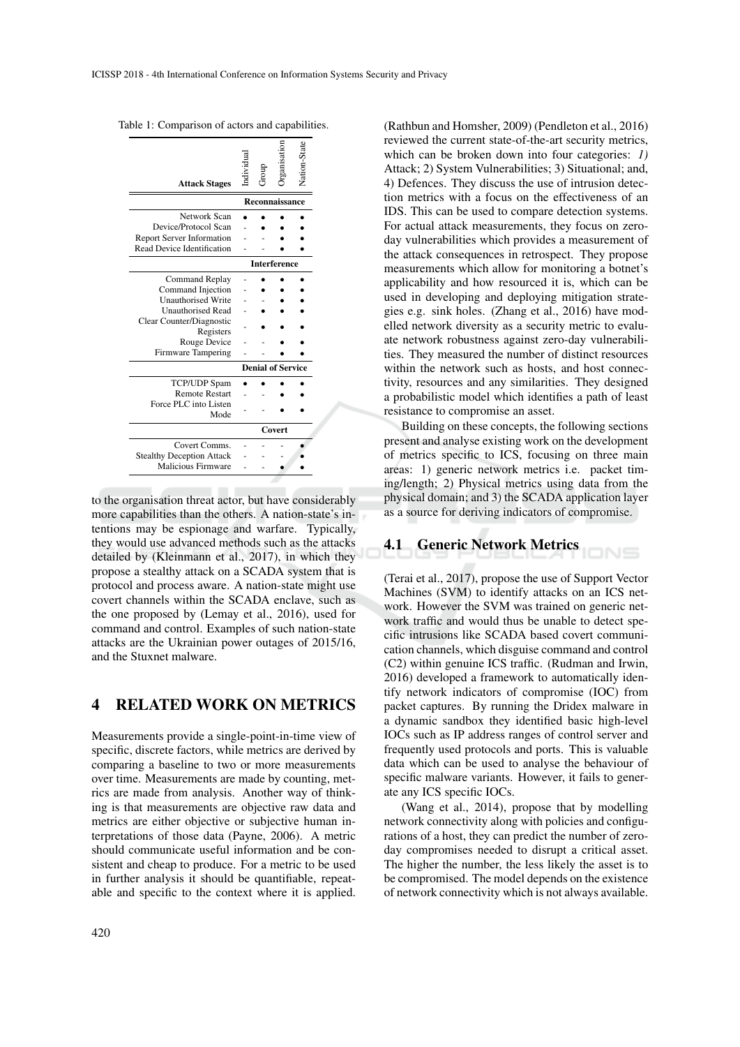Table 1: Comparison of actors and capabilities.

| Attack Stages | Individual | Group | Organisation | Nation-State |
|---|---|---|---|---|
| **Reconnaissance** | | | | |
| Network Scan | • | • | • | • |
| Device/Protocol Scan | - | • | • | • |
| Report Server Information | - | - | • | • |
| Read Device Identification | - | - | • | • |
| **Interference** | | | | |
| Command Replay | - | • | • | • |
| Command Injection | - | • | • | • |
| Unauthorised Write | - | - | • | • |
| Unauthorised Read | - | • | • | • |
| Clear Counter/Diagnostic Registers | - | • | • | • |
| Rouge Device | - | - | • | • |
| Firmware Tampering | - | - | • | • |
| **Denial of Service** | | | | |
| TCP/UDP Spam | • | • | • | • |
| Remote Restart | - | - | • | • |
| Force PLC into Listen Mode | - | - | • | • |
| **Covert** | | | | |
| Covert Comms. | - | - | - | • |
| Stealthy Deception Attack | - | - | - | • |
| Malicious Firmware | - | - | • | • |

to the organisation threat actor, but have considerably more capabilities than the others. A nation-state's intentions may be espionage and warfare. Typically, they would use advanced methods such as the attacks detailed by (Kleinmann et al., 2017), in which they propose a stealthy attack on a SCADA system that is protocol and process aware. A nation-state might use covert channels within the SCADA enclave, such as the one proposed by (Lemay et al., 2016), used for command and control. Examples of such nation-state attacks are the Ukrainian power outages of 2015/16, and the Stuxnet malware.

## 4 RELATED WORK ON METRICS

Measurements provide a single-point-in-time view of specific, discrete factors, while metrics are derived by comparing a baseline to two or more measurements over time. Measurements are made by counting, metrics are made from analysis. Another way of thinking is that measurements are objective raw data and metrics are either objective or subjective human interpretations of those data (Payne, 2006). A metric should communicate useful information and be consistent and cheap to produce. For a metric to be used in further analysis it should be quantifiable, repeatable and specific to the context where it is applied. (Rathbun and Homsher, 2009) (Pendleton et al., 2016) reviewed the current state-of-the-art security metrics, which can be broken down into four categories: *1)* Attack; 2) System Vulnerabilities; 3) Situational; and, 4) Defences. They discuss the use of intrusion detection metrics with a focus on the effectiveness of an IDS. This can be used to compare detection systems. For actual attack measurements, they focus on zero-day vulnerabilities which provides a measurement of the attack consequences in retrospect. They propose measurements which allow for monitoring a botnet's applicability and how resourced it is, which can be used in developing and deploying mitigation strategies e.g. sink holes. (Zhang et al., 2016) have modelled network diversity as a security metric to evaluate network robustness against zero-day vulnerabilities. They measured the number of distinct resources within the network such as hosts, and host connectivity, resources and any similarities. They designed a probabilistic model which identifies a path of least resistance to compromise an asset.

Building on these concepts, the following sections present and analyse existing work on the development of metrics specific to ICS, focusing on three main areas: 1) generic network metrics i.e. packet timing/length; 2) Physical metrics using data from the physical domain; and 3) the SCADA application layer as a source for deriving indicators of compromise.

### 4.1 Generic Network Metrics

(Terai et al., 2017), propose the use of Support Vector Machines (SVM) to identify attacks on an ICS network. However the SVM was trained on generic network traffic and would thus be unable to detect specific intrusions like SCADA based covert communication channels, which disguise command and control (C2) within genuine ICS traffic. (Rudman and Irwin, 2016) developed a framework to automatically identify network indicators of compromise (IOC) from packet captures. By running the Dridex malware in a dynamic sandbox they identified basic high-level IOCs such as IP address ranges of control server and frequently used protocols and ports. This is valuable data which can be used to analyse the behaviour of specific malware variants. However, it fails to generate any ICS specific IOCs.

(Wang et al., 2014), propose that by modelling network connectivity along with policies and configurations of a host, they can predict the number of zero-day compromises needed to disrupt a critical asset. The higher the number, the less likely the asset is to be compromised. The model depends on the existence of network connectivity which is not always available.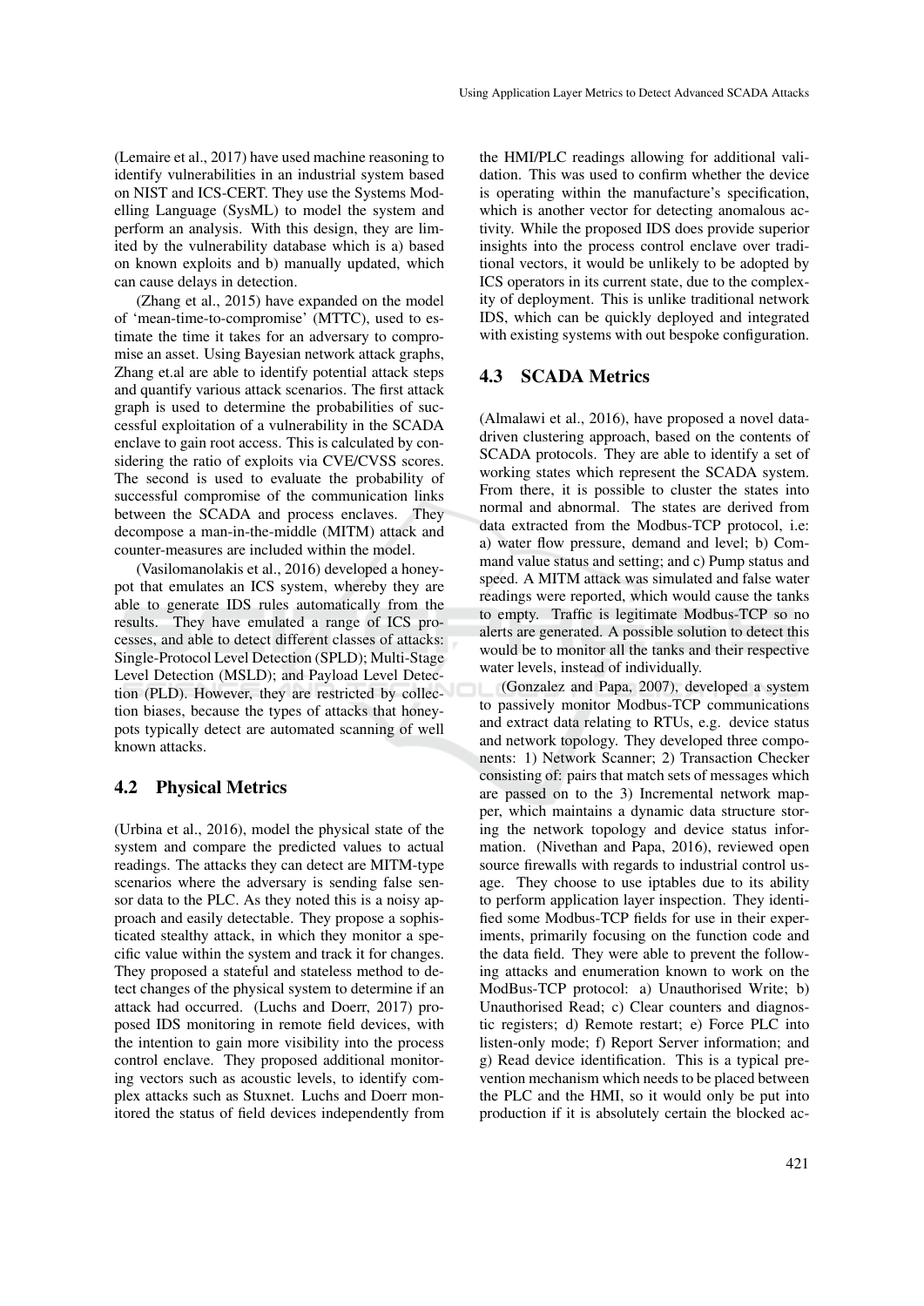(Lemaire et al., 2017) have used machine reasoning to identify vulnerabilities in an industrial system based on NIST and ICS-CERT. They use the Systems Modelling Language (SysML) to model the system and perform an analysis. With this design, they are limited by the vulnerability database which is a) based on known exploits and b) manually updated, which can cause delays in detection.

(Zhang et al., 2015) have expanded on the model of 'mean-time-to-compromise' (MTTC), used to estimate the time it takes for an adversary to compromise an asset. Using Bayesian network attack graphs, Zhang et.al are able to identify potential attack steps and quantify various attack scenarios. The first attack graph is used to determine the probabilities of successful exploitation of a vulnerability in the SCADA enclave to gain root access. This is calculated by considering the ratio of exploits via CVE/CVSS scores. The second is used to evaluate the probability of successful compromise of the communication links between the SCADA and process enclaves. They decompose a man-in-the-middle (MITM) attack and counter-measures are included within the model.

(Vasilomanolakis et al., 2016) developed a honeypot that emulates an ICS system, whereby they are able to generate IDS rules automatically from the results. They have emulated a range of ICS processes, and able to detect different classes of attacks: Single-Protocol Level Detection (SPLD); Multi-Stage Level Detection (MSLD); and Payload Level Detection (PLD). However, they are restricted by collection biases, because the types of attacks that honeypots typically detect are automated scanning of well known attacks.

## 4.2 Physical Metrics

(Urbina et al., 2016), model the physical state of the system and compare the predicted values to actual readings. The attacks they can detect are MITM-type scenarios where the adversary is sending false sensor data to the PLC. As they noted this is a noisy approach and easily detectable. They propose a sophisticated stealthy attack, in which they monitor a specific value within the system and track it for changes. They proposed a stateful and stateless method to detect changes of the physical system to determine if an attack had occurred. (Luchs and Doerr, 2017) proposed IDS monitoring in remote field devices, with the intention to gain more visibility into the process control enclave. They proposed additional monitoring vectors such as acoustic levels, to identify complex attacks such as Stuxnet. Luchs and Doerr monitored the status of field devices independently from the HMI/PLC readings allowing for additional validation. This was used to confirm whether the device is operating within the manufacture's specification, which is another vector for detecting anomalous activity. While the proposed IDS does provide superior insights into the process control enclave over traditional vectors, it would be unlikely to be adopted by ICS operators in its current state, due to the complexity of deployment. This is unlike traditional network IDS, which can be quickly deployed and integrated with existing systems with out bespoke configuration.

## 4.3 SCADA Metrics

(Almalawi et al., 2016), have proposed a novel data-driven clustering approach, based on the contents of SCADA protocols. They are able to identify a set of working states which represent the SCADA system. From there, it is possible to cluster the states into normal and abnormal. The states are derived from data extracted from the Modbus-TCP protocol, i.e: a) water flow pressure, demand and level; b) Command value status and setting; and c) Pump status and speed. A MITM attack was simulated and false water readings were reported, which would cause the tanks to empty. Traffic is legitimate Modbus-TCP so no alerts are generated. A possible solution to detect this would be to monitor all the tanks and their respective water levels, instead of individually.

(Gonzalez and Papa, 2007), developed a system to passively monitor Modbus-TCP communications and extract data relating to RTUs, e.g. device status and network topology. They developed three components: 1) Network Scanner; 2) Transaction Checker consisting of: pairs that match sets of messages which are passed on to the 3) Incremental network mapper, which maintains a dynamic data structure storing the network topology and device status information. (Nivethan and Papa, 2016), reviewed open source firewalls with regards to industrial control usage. They choose to use iptables due to its ability to perform application layer inspection. They identified some Modbus-TCP fields for use in their experiments, primarily focusing on the function code and the data field. They were able to prevent the following attacks and enumeration known to work on the ModBus-TCP protocol: a) Unauthorised Write; b) Unauthorised Read; c) Clear counters and diagnostic registers; d) Remote restart; e) Force PLC into listen-only mode; f) Report Server information; and g) Read device identification. This is a typical prevention mechanism which needs to be placed between the PLC and the HMI, so it would only be put into production if it is absolutely certain the blocked ac-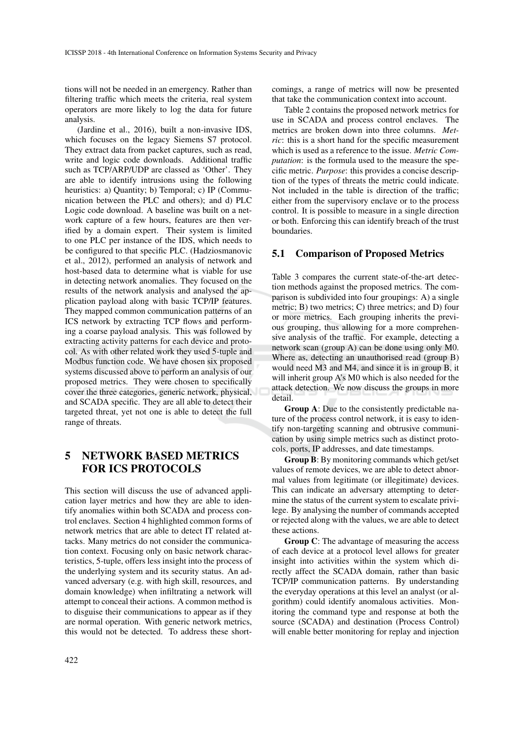tions will not be needed in an emergency. Rather than filtering traffic which meets the criteria, real system operators are more likely to log the data for future analysis.

(Jardine et al., 2016), built a non-invasive IDS, which focuses on the legacy Siemens S7 protocol. They extract data from packet captures, such as read, write and logic code downloads. Additional traffic such as TCP/ARP/UDP are classed as 'Other'. They are able to identify intrusions using the following heuristics: a) Quantity; b) Temporal; c) IP (Communication between the PLC and others); and d) PLC Logic code download. A baseline was built on a network capture of a few hours, features are then verified by a domain expert. Their system is limited to one PLC per instance of the IDS, which needs to be configured to that specific PLC. (Hadziosmanovic et al., 2012), performed an analysis of network and host-based data to determine what is viable for use in detecting network anomalies. They focused on the results of the network analysis and analysed the application payload along with basic TCP/IP features. They mapped common communication patterns of an ICS network by extracting TCP flows and performing a coarse payload analysis. This was followed by extracting activity patterns for each device and protocol. As with other related work they used 5-tuple and Modbus function code. We have chosen six proposed systems discussed above to perform an analysis of our proposed metrics. They were chosen to specifically cover the three categories, generic network, physical, and SCADA specific. They are all able to detect their targeted threat, yet not one is able to detect the full range of threats.

# 5 NETWORK BASED METRICS FOR ICS PROTOCOLS

This section will discuss the use of advanced application layer metrics and how they are able to identify anomalies within both SCADA and process control enclaves. Section 4 highlighted common forms of network metrics that are able to detect IT related attacks. Many metrics do not consider the communication context. Focusing only on basic network characteristics, 5-tuple, offers less insight into the process of the underlying system and its security status. An advanced adversary (e.g. with high skill, resources, and domain knowledge) when infiltrating a network will attempt to conceal their actions. A common method is to disguise their communications to appear as if they are normal operation. With generic network metrics, this would not be detected. To address these shortcomings, a range of metrics will now be presented that take the communication context into account.

Table 2 contains the proposed network metrics for use in SCADA and process control enclaves. The metrics are broken down into three columns. *Metric*: this is a short hand for the specific measurement which is used as a reference to the issue. *Metric Computation*: is the formula used to the measure the specific metric. *Purpose*: this provides a concise description of the types of threats the metric could indicate. Not included in the table is direction of the traffic; either from the supervisory enclave or to the process control. It is possible to measure in a single direction or both. Enforcing this can identify breach of the trust boundaries.

## 5.1 Comparison of Proposed Metrics

Table 3 compares the current state-of-the-art detection methods against the proposed metrics. The comparison is subdivided into four groupings: A) a single metric; B) two metrics; C) three metrics; and D) four or more metrics. Each grouping inherits the previous grouping, thus allowing for a more comprehensive analysis of the traffic. For example, detecting a network scan (group A) can be done using only M0. Where as, detecting an unauthorised read (group B) would need M3 and M4, and since it is in group B, it will inherit group A's M0 which is also needed for the attack detection. We now discuss the groups in more detail.

**Group A**: Due to the consistently predictable nature of the process control network, it is easy to identify non-targeting scanning and obtrusive communication by using simple metrics such as distinct protocols, ports, IP addresses, and date timestamps.

**Group B**: By monitoring commands which get/set values of remote devices, we are able to detect abnormal values from legitimate (or illegitimate) devices. This can indicate an adversary attempting to determine the status of the current system to escalate privilege. By analysing the number of commands accepted or rejected along with the values, we are able to detect these actions.

**Group C**: The advantage of measuring the access of each device at a protocol level allows for greater insight into activities within the system which directly affect the SCADA domain, rather than basic TCP/IP communication patterns. By understanding the everyday operations at this level an analyst (or algorithm) could identify anomalous activities. Monitoring the command type and response at both the source (SCADA) and destination (Process Control) will enable better monitoring for replay and injection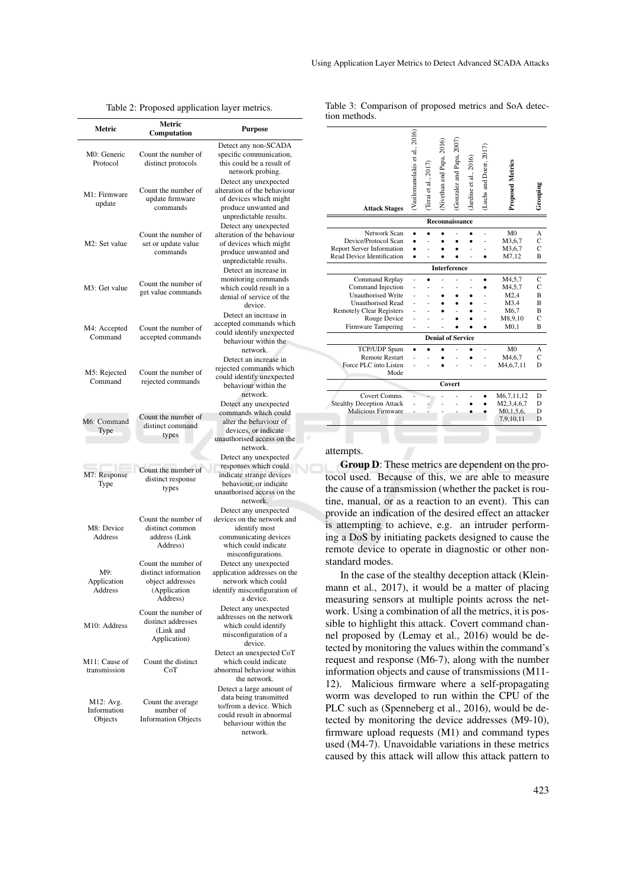Table 2: Proposed application layer metrics.

| Metric | Metric Computation | Purpose |
|---|---|---|
| M0: Generic Protocol | Count the number of distinct protocols | Detect any non-SCADA specific communication, this could be a result of network probing. |
| M1: Firmware update | Count the number of update firmware commands | Detect any unexpected alteration of the behaviour of devices which might produce unwanted and unpredictable results. |
| M2: Set value | Count the number of set or update value commands | Detect any unexpected alteration of the behaviour of devices which might produce unwanted and unpredictable results. |
| M3: Get value | Count the number of get value commands | Detect an increase in monitoring commands which could result in a denial of service of the device. |
| M4: Accepted Command | Count the number of accepted commands | Detect an increase in accepted commands which could identify unexpected behaviour within the network. |
| M5: Rejected Command | Count the number of rejected commands | Detect an increase in rejected commands which could identify unexpected behaviour within the network. |
| M6: Command Type | Count the number of distinct command types | Detect any unexpected commands which could alter the behaviour of devices, or indicate unauthorised access on the network. |
| M7: Response Type | Count the number of distinct response types | Detect any unexpected responses which could indicate strange devices behaviour, or indicate unauthorised access on the network. |
| M8: Device Address | Count the number of distinct common address (Link Address) | Detect any unexpected devices on the network and identify most communicating devices which could indicate misconfigurations. |
| M9: Application Address | Count the number of distinct information object addresses (Application Address) | Detect any unexpected application addresses on the network which could identify misconfiguration of a device. |
| M10: Address | Count the number of distinct addresses (Link and Application) | Detect any unexpected addresses on the network which could identify misconfiguration of a device. |
| M11: Cause of transmission | Count the distinct CoT | Detect an unexpected CoT which could indicate abnormal behaviour within the network. |
| M12: Avg. Information Objects | Count the average number of Information Objects | Detect a large amount of data being transmitted to/from a device. Which could result in abnormal behaviour within the network. |

Table 3: Comparison of proposed metrics and SoA detection methods.

| Attack Stages | (Vasilomanolakis et al., 2016) | (Terai et al., 2017) | (Nivethan and Papa, 2016) | (Gonzalez and Papa, 2007) | (Jardine et al., 2016) | (Luchs and Doerr, 2017) | Proposed Metrics | Grouping |
|---|---|---|---|---|---|---|---|---|
| **Reconnaissance** | | | | | | | | |
| Network Scan | • | • | • | - | • | - | M0 | A |
| Device/Protocol Scan | • | - | • | • | • | - | M3,6,7 | C |
| Report Server Information | • | - | • | • | - | - | M3,6,7 | C |
| Read Device Identification | • | - | • | • | - | • | M7,12 | B |
| **Interference** | | | | | | | | |
| Command Replay | - | • | - | - | - | • | M4,5,7 | C |
| Command Injection | - | - | - | - | - | • | M4,5,7 | C |
| Unauthorised Write | - | - | • | • | • | - | M2,4 | B |
| Unauthorised Read | - | - | • | • | • | - | M3,4 | B |
| Remotely Clear Registers | - | - | • | - | • | - | M6,7 | B |
| Rouge Device | - | - | - | • | • | - | M8,9,10 | C |
| Firmware Tampering | - | - | - | • | • | • | M0,1 | B |
| **Denial of Service** | | | | | | | | |
| TCP/UDP Spam | • | • | • | - | • | - | M0 | A |
| Remote Restart | - | - | • | - | • | - | M4,6,7 | C |
| Force PLC into Listen Mode | - | - | • | - | - | - | M4,6,7,11 | D |
| **Covert** | | | | | | | | |
| Covert Comms. | - | - | - | - | - | • | M6,7,11,12 | D |
| Stealthy Deception Attack | - | - | - | - | • | • | M2,3,4,6,7 | D |
| Malicious Firmware | - | - | - | - | • | • | M0,1,5,6,7,9,10,11 | D |

attempts.

**Group D**: These metrics are dependent on the protocol used. Because of this, we are able to measure the cause of a transmission (whether the packet is routine, manual, or as a reaction to an event). This can provide an indication of the desired effect an attacker is attempting to achieve, e.g. an intruder performing a DoS by initiating packets designed to cause the remote device to operate in diagnostic or other non-standard modes.

In the case of the stealthy deception attack (Kleinmann et al., 2017), it would be a matter of placing measuring sensors at multiple points across the network. Using a combination of all the metrics, it is possible to highlight this attack. Covert command channel proposed by (Lemay et al., 2016) would be detected by monitoring the values within the command's request and response (M6-7), along with the number information objects and cause of transmissions (M11-12). Malicious firmware where a self-propagating worm was developed to run within the CPU of the PLC such as (Spenneberg et al., 2016), would be detected by monitoring the device addresses (M9-10), firmware upload requests (M1) and command types used (M4-7). Unavoidable variations in these metrics caused by this attack will allow this attack pattern to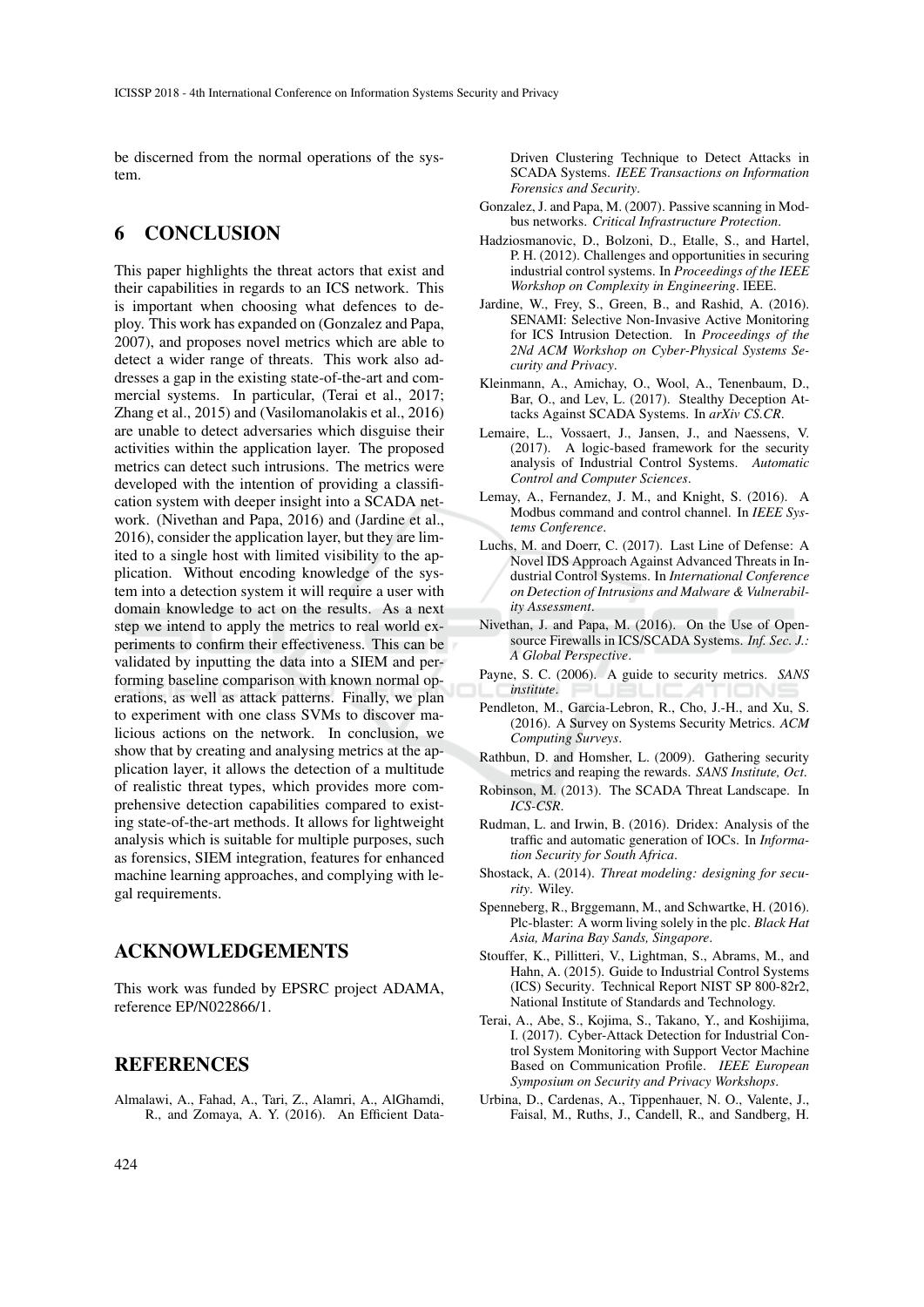be discerned from the normal operations of the system.

## 6 CONCLUSION

This paper highlights the threat actors that exist and their capabilities in regards to an ICS network. This is important when choosing what defences to deploy. This work has expanded on (Gonzalez and Papa, 2007), and proposes novel metrics which are able to detect a wider range of threats. This work also addresses a gap in the existing state-of-the-art and commercial systems. In particular, (Terai et al., 2017; Zhang et al., 2015) and (Vasilomanolakis et al., 2016) are unable to detect adversaries which disguise their activities within the application layer. The proposed metrics can detect such intrusions. The metrics were developed with the intention of providing a classification system with deeper insight into a SCADA network. (Nivethan and Papa, 2016) and (Jardine et al., 2016), consider the application layer, but they are limited to a single host with limited visibility to the application. Without encoding knowledge of the system into a detection system it will require a user with domain knowledge to act on the results. As a next step we intend to apply the metrics to real world experiments to confirm their effectiveness. This can be validated by inputting the data into a SIEM and performing baseline comparison with known normal operations, as well as attack patterns. Finally, we plan to experiment with one class SVMs to discover malicious actions on the network. In conclusion, we show that by creating and analysing metrics at the application layer, it allows the detection of a multitude of realistic threat types, which provides more comprehensive detection capabilities compared to existing state-of-the-art methods. It allows for lightweight analysis which is suitable for multiple purposes, such as forensics, SIEM integration, features for enhanced machine learning approaches, and complying with legal requirements.

## ACKNOWLEDGEMENTS

This work was funded by EPSRC project ADAMA, reference EP/N022866/1.

## REFERENCES

Almalawi, A., Fahad, A., Tari, Z., Alamri, A., AlGhamdi, R., and Zomaya, A. Y. (2016). An Efficient Data-Driven Clustering Technique to Detect Attacks in SCADA Systems. *IEEE Transactions on Information Forensics and Security*.

Gonzalez, J. and Papa, M. (2007). Passive scanning in Modbus networks. *Critical Infrastructure Protection*.

Hadziosmanovic, D., Bolzoni, D., Etalle, S., and Hartel, P. H. (2012). Challenges and opportunities in securing industrial control systems. In *Proceedings of the IEEE Workshop on Complexity in Engineering*. IEEE.

Jardine, W., Frey, S., Green, B., and Rashid, A. (2016). SENAMI: Selective Non-Invasive Active Monitoring for ICS Intrusion Detection. In *Proceedings of the 2Nd ACM Workshop on Cyber-Physical Systems Security and Privacy*.

Kleinmann, A., Amichay, O., Wool, A., Tenenbaum, D., Bar, O., and Lev, L. (2017). Stealthy Deception Attacks Against SCADA Systems. In *arXiv CS.CR*.

Lemaire, L., Vossaert, J., Jansen, J., and Naessens, V. (2017). A logic-based framework for the security analysis of Industrial Control Systems. *Automatic Control and Computer Sciences*.

Lemay, A., Fernandez, J. M., and Knight, S. (2016). A Modbus command and control channel. In *IEEE Systems Conference*.

Luchs, M. and Doerr, C. (2017). Last Line of Defense: A Novel IDS Approach Against Advanced Threats in Industrial Control Systems. In *International Conference on Detection of Intrusions and Malware & Vulnerability Assessment*.

Nivethan, J. and Papa, M. (2016). On the Use of Opensource Firewalls in ICS/SCADA Systems. *Inf. Sec. J.: A Global Perspective*.

Payne, S. C. (2006). A guide to security metrics. *SANS institute*.

Pendleton, M., Garcia-Lebron, R., Cho, J.-H., and Xu, S. (2016). A Survey on Systems Security Metrics. *ACM Computing Surveys*.

Rathbun, D. and Homsher, L. (2009). Gathering security metrics and reaping the rewards. *SANS Institute, Oct*.

Robinson, M. (2013). The SCADA Threat Landscape. In *ICS-CSR*.

Rudman, L. and Irwin, B. (2016). Dridex: Analysis of the traffic and automatic generation of IOCs. In *Information Security for South Africa*.

Shostack, A. (2014). *Threat modeling: designing for security*. Wiley.

Spenneberg, R., Brggemann, M., and Schwartke, H. (2016). Plc-blaster: A worm living solely in the plc. *Black Hat Asia, Marina Bay Sands, Singapore*.

Stouffer, K., Pillitteri, V., Lightman, S., Abrams, M., and Hahn, A. (2015). Guide to Industrial Control Systems (ICS) Security. Technical Report NIST SP 800-82r2, National Institute of Standards and Technology.

Terai, A., Abe, S., Kojima, S., Takano, Y., and Koshijima, I. (2017). Cyber-Attack Detection for Industrial Control System Monitoring with Support Vector Machine Based on Communication Profile. *IEEE European Symposium on Security and Privacy Workshops*.

Urbina, D., Cardenas, A., Tippenhauer, N. O., Valente, J., Faisal, M., Ruths, J., Candell, R., and Sandberg, H.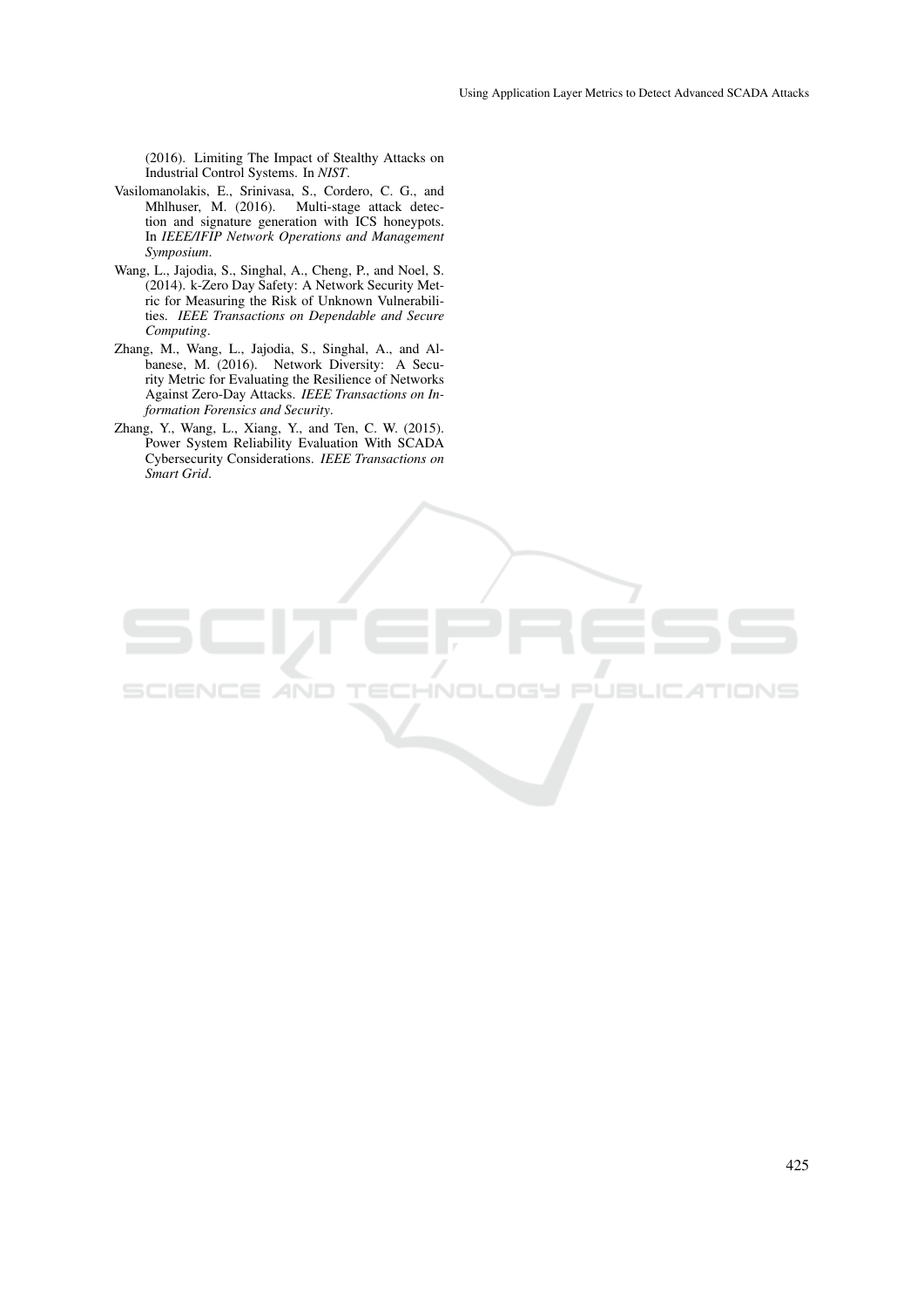(2016). Limiting The Impact of Stealthy Attacks on Industrial Control Systems. In *NIST*.

Vasilomanolakis, E., Srinivasa, S., Cordero, C. G., and Mhlhuser, M. (2016). Multi-stage attack detection and signature generation with ICS honeypots. In *IEEE/IFIP Network Operations and Management Symposium*.

Wang, L., Jajodia, S., Singhal, A., Cheng, P., and Noel, S. (2014). k-Zero Day Safety: A Network Security Metric for Measuring the Risk of Unknown Vulnerabilities. *IEEE Transactions on Dependable and Secure Computing*.

Zhang, M., Wang, L., Jajodia, S., Singhal, A., and Albanese, M. (2016). Network Diversity: A Security Metric for Evaluating the Resilience of Networks Against Zero-Day Attacks. *IEEE Transactions on Information Forensics and Security*.

Zhang, Y., Wang, L., Xiang, Y., and Ten, C. W. (2015). Power System Reliability Evaluation With SCADA Cybersecurity Considerations. *IEEE Transactions on Smart Grid*.